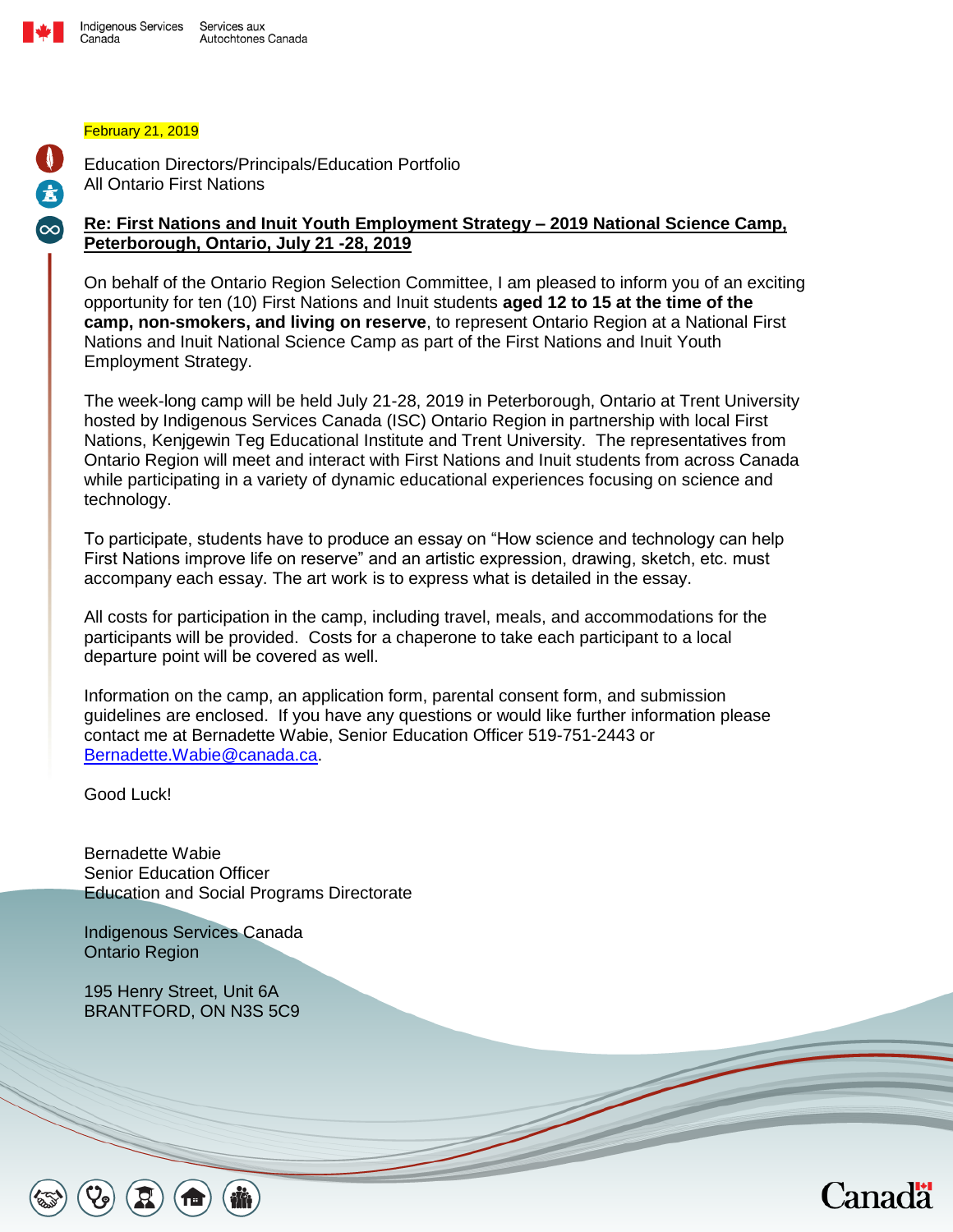Indigenous Services Canada / Services aux Autochtones Canada

February 21, 2019

Education Directors/Principals/Education Portfolio
All Ontario First Nations

**Re: First Nations and Inuit Youth Employment Strategy – 2019 National Science Camp, Peterborough, Ontario, July 21 -28, 2019**

On behalf of the Ontario Region Selection Committee, I am pleased to inform you of an exciting opportunity for ten (10) First Nations and Inuit students **aged 12 to 15 at the time of the camp, non-smokers, and living on reserve**, to represent Ontario Region at a National First Nations and Inuit National Science Camp as part of the First Nations and Inuit Youth Employment Strategy.

The week-long camp will be held July 21-28, 2019 in Peterborough, Ontario at Trent University hosted by Indigenous Services Canada (ISC) Ontario Region in partnership with local First Nations, Kenjgewin Teg Educational Institute and Trent University. The representatives from Ontario Region will meet and interact with First Nations and Inuit students from across Canada while participating in a variety of dynamic educational experiences focusing on science and technology.

To participate, students have to produce an essay on "How science and technology can help First Nations improve life on reserve" and an artistic expression, drawing, sketch, etc. must accompany each essay. The art work is to express what is detailed in the essay.

All costs for participation in the camp, including travel, meals, and accommodations for the participants will be provided. Costs for a chaperone to take each participant to a local departure point will be covered as well.

Information on the camp, an application form, parental consent form, and submission guidelines are enclosed. If you have any questions or would like further information please contact me at Bernadette Wabie, Senior Education Officer 519-751-2443 or Bernadette.Wabie@canada.ca.

Good Luck!

Bernadette Wabie
Senior Education Officer
Education and Social Programs Directorate

Indigenous Services Canada
Ontario Region

195 Henry Street, Unit 6A
BRANTFORD, ON N3S 5C9

Canada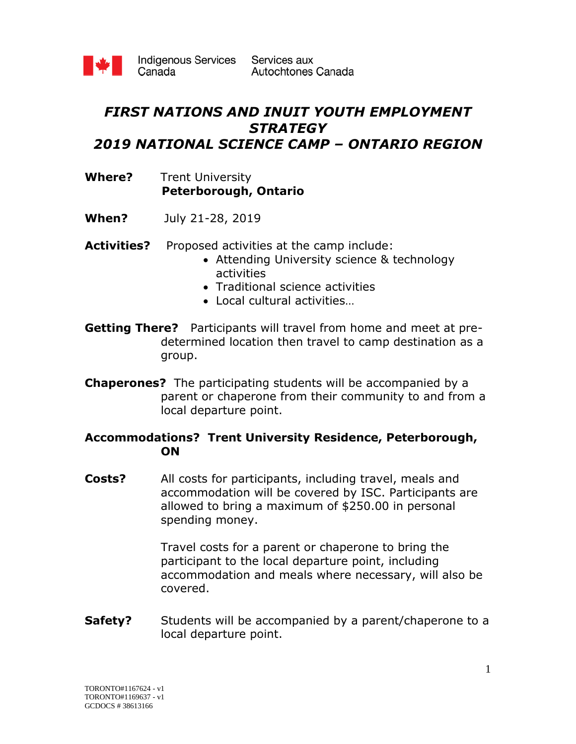Indigenous Services Canada    Services aux Autochtones Canada

# *FIRST NATIONS AND INUIT YOUTH EMPLOYMENT STRATEGY 2019 NATIONAL SCIENCE CAMP – ONTARIO REGION*

**Where?** Trent University
**Peterborough, Ontario**

**When?** July 21-28, 2019

**Activities?** Proposed activities at the camp include:

- Attending University science & technology activities
- Traditional science activities
- Local cultural activities…

**Getting There?** Participants will travel from home and meet at pre-determined location then travel to camp destination as a group.

**Chaperones?** The participating students will be accompanied by a parent or chaperone from their community to and from a local departure point.

**Accommodations? Trent University Residence, Peterborough, ON**

**Costs?** All costs for participants, including travel, meals and accommodation will be covered by ISC. Participants are allowed to bring a maximum of $250.00 in personal spending money.

Travel costs for a parent or chaperone to bring the participant to the local departure point, including accommodation and meals where necessary, will also be covered.

**Safety?** Students will be accompanied by a parent/chaperone to a local departure point.

TORONTO#1167624 - v1
TORONTO#1169637 - v1
GCDOCS # 38613166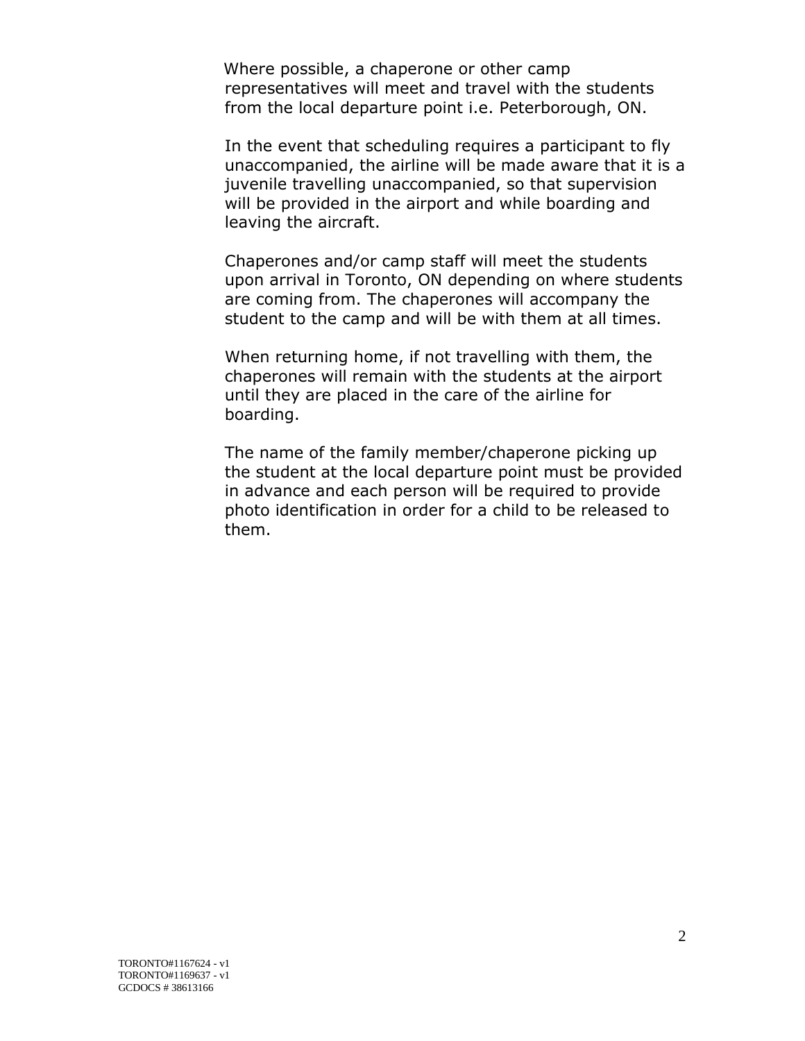Where possible, a chaperone or other camp representatives will meet and travel with the students from the local departure point i.e. Peterborough, ON.

In the event that scheduling requires a participant to fly unaccompanied, the airline will be made aware that it is a juvenile travelling unaccompanied, so that supervision will be provided in the airport and while boarding and leaving the aircraft.

Chaperones and/or camp staff will meet the students upon arrival in Toronto, ON depending on where students are coming from. The chaperones will accompany the student to the camp and will be with them at all times.

When returning home, if not travelling with them, the chaperones will remain with the students at the airport until they are placed in the care of the airline for boarding.

The name of the family member/chaperone picking up the student at the local departure point must be provided in advance and each person will be required to provide photo identification in order for a child to be released to them.

TORONTO#1167624 - v1
TORONTO#1169637 - v1
GCDOCS # 38613166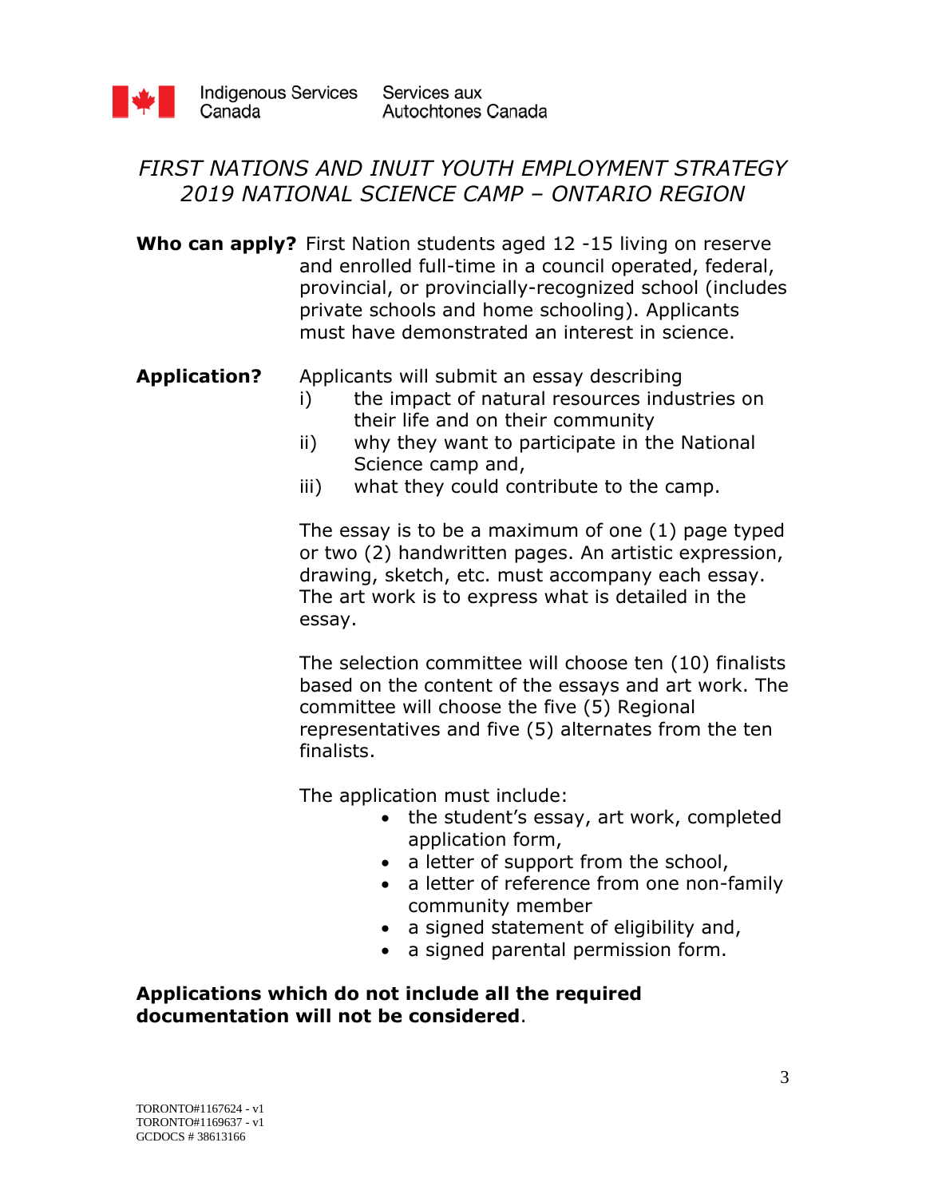Indigenous Services Canada — Services aux Autochtones Canada

# *FIRST NATIONS AND INUIT YOUTH EMPLOYMENT STRATEGY 2019 NATIONAL SCIENCE CAMP – ONTARIO REGION*

**Who can apply?** First Nation students aged 12 -15 living on reserve and enrolled full-time in a council operated, federal, provincial, or provincially-recognized school (includes private schools and home schooling). Applicants must have demonstrated an interest in science.

**Application?** Applicants will submit an essay describing

i) the impact of natural resources industries on their life and on their community

ii) why they want to participate in the National Science camp and,

iii) what they could contribute to the camp.

The essay is to be a maximum of one (1) page typed or two (2) handwritten pages. An artistic expression, drawing, sketch, etc. must accompany each essay. The art work is to express what is detailed in the essay.

The selection committee will choose ten (10) finalists based on the content of the essays and art work. The committee will choose the five (5) Regional representatives and five (5) alternates from the ten finalists.

The application must include:

- the student's essay, art work, completed application form,
- a letter of support from the school,
- a letter of reference from one non-family community member
- a signed statement of eligibility and,
- a signed parental permission form.

**Applications which do not include all the required documentation will not be considered**.

TORONTO#1167624 - v1
TORONTO#1169637 - v1
GCDOCS # 38613166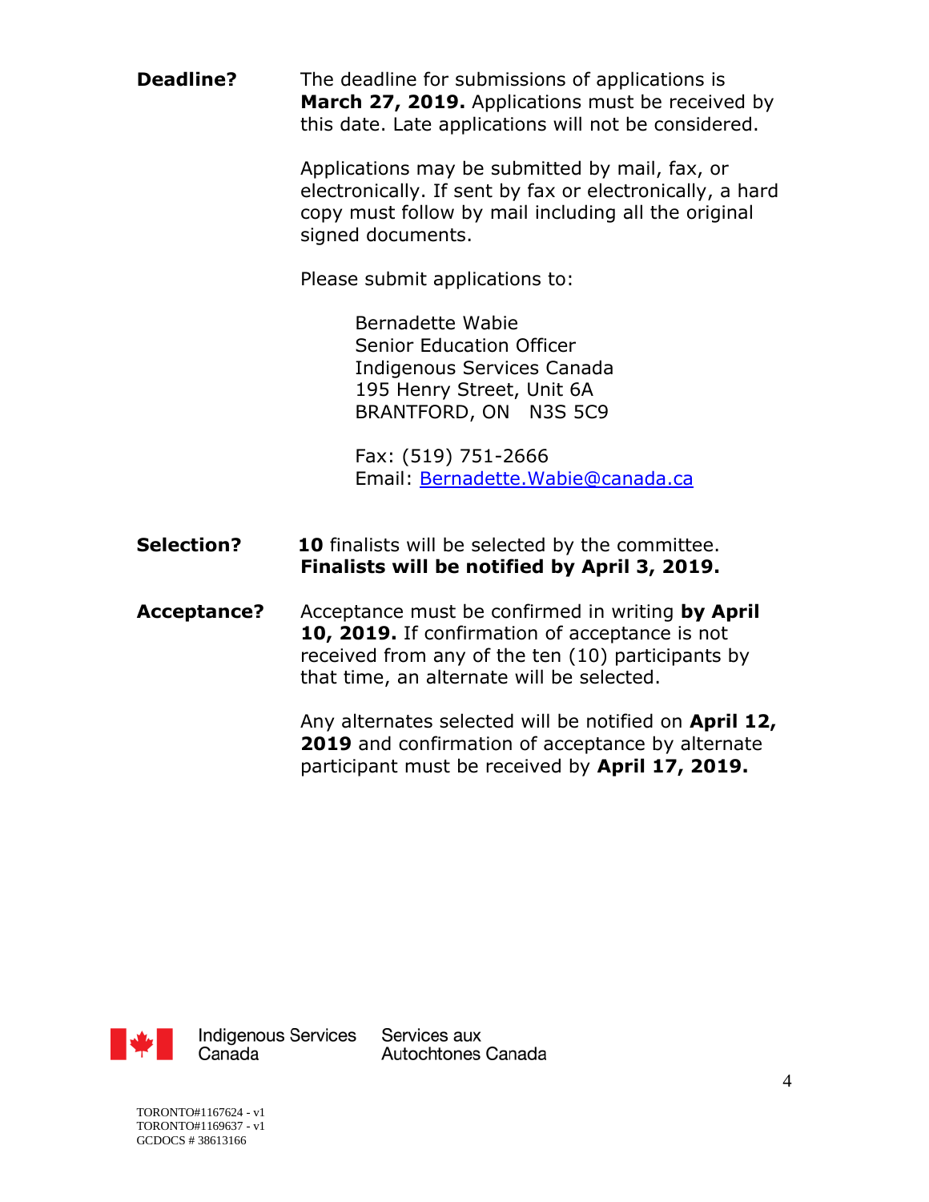**Deadline?**

The deadline for submissions of applications is **March 27, 2019.** Applications must be received by this date. Late applications will not be considered.

Applications may be submitted by mail, fax, or electronically. If sent by fax or electronically, a hard copy must follow by mail including all the original signed documents.

Please submit applications to:

Bernadette Wabie
Senior Education Officer
Indigenous Services Canada
195 Henry Street, Unit 6A
BRANTFORD, ON   N3S 5C9

Fax: (519) 751-2666
Email: Bernadette.Wabie@canada.ca

**Selection?**

**10** finalists will be selected by the committee. **Finalists will be notified by April 3, 2019.**

**Acceptance?**

Acceptance must be confirmed in writing **by April 10, 2019.** If confirmation of acceptance is not received from any of the ten (10) participants by that time, an alternate will be selected.

Any alternates selected will be notified on **April 12, 2019** and confirmation of acceptance by alternate participant must be received by **April 17, 2019.**

Indigenous Services Canada    Services aux Autochtones Canada

TORONTO#1167624 - v1
TORONTO#1169637 - v1
GCDOCS # 38613166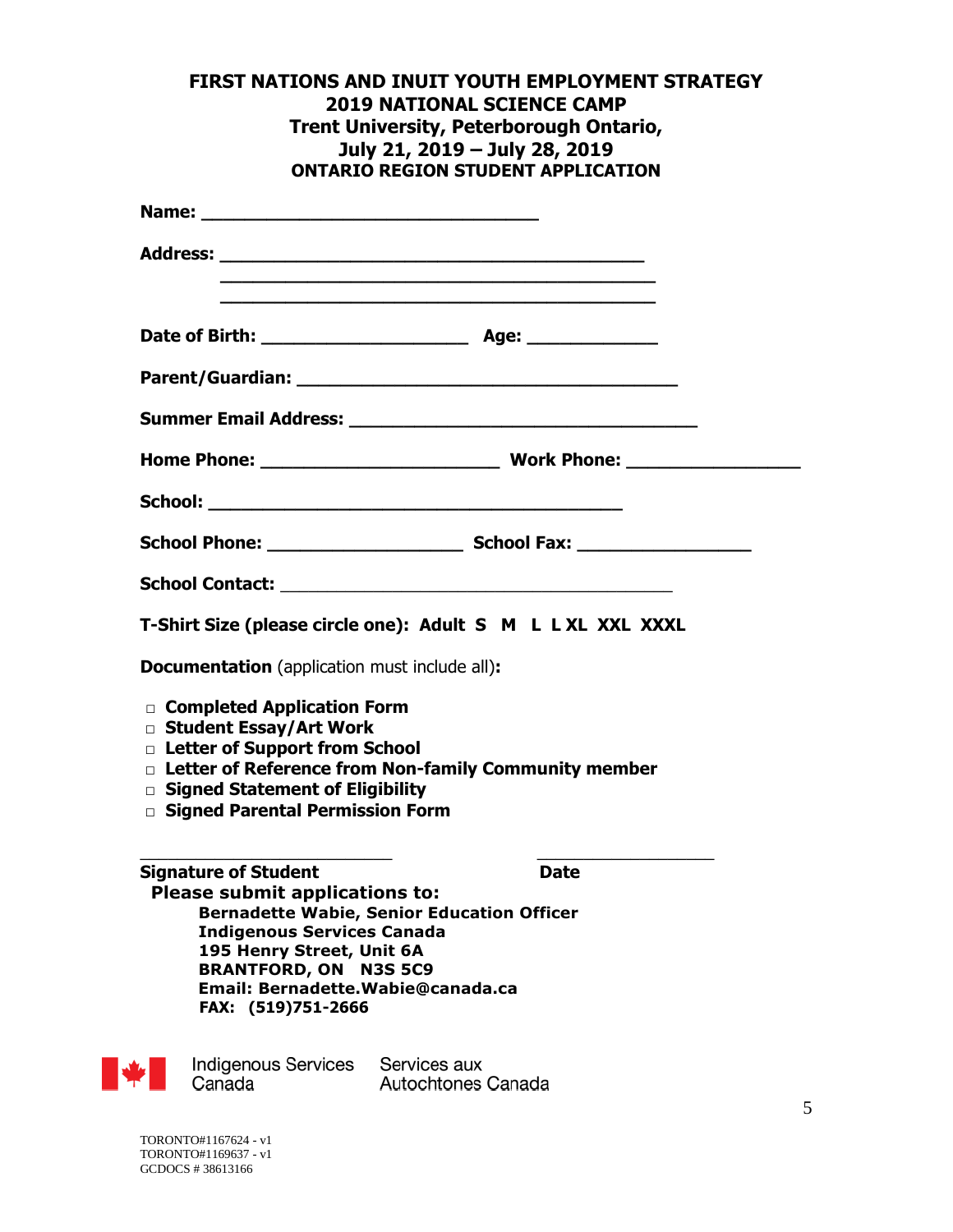**FIRST NATIONS AND INUIT YOUTH EMPLOYMENT STRATEGY**
**2019 NATIONAL SCIENCE CAMP**
**Trent University, Peterborough Ontario,**
**July 21, 2019 – July 28, 2019**
**ONTARIO REGION STUDENT APPLICATION**

**Name:** ________________________________

**Address:** ________________________________________
________________________________________
________________________________________

**Date of Birth:** ____________________ **Age:** ____________

**Parent/Guardian:** ____________________________________

**Summer Email Address:** _________________________________

**Home Phone:** ______________________ **Work Phone:** ________________

**School:** ________________________________________

**School Phone:** __________________ **School Fax:** ________________

**School Contact:** ______________________________________

**T-Shirt Size (please circle one): Adult S M L L XL XXL XXXL**

**Documentation** (application must include all)**:**

- □ **Completed Application Form**
- □ **Student Essay/Art Work**
- □ **Letter of Support from School**
- □ **Letter of Reference from Non-family Community member**
- □ **Signed Statement of Eligibility**
- □ **Signed Parental Permission Form**

________________________ ________________
**Signature of Student** **Date**

**Please submit applications to:**

**Bernadette Wabie, Senior Education Officer**
**Indigenous Services Canada**
**195 Henry Street, Unit 6A**
**BRANTFORD, ON N3S 5C9**
**Email: Bernadette.Wabie@canada.ca**
**FAX: (519)751-2666**

Indigenous Services Canada Services aux Autochtones Canada

TORONTO#1167624 - v1
TORONTO#1169637 - v1
GCDOCS # 38613166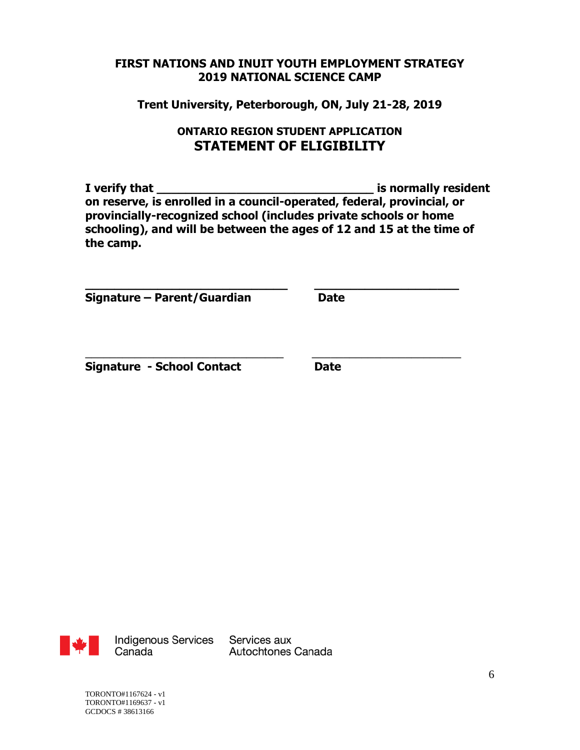**FIRST NATIONS AND INUIT YOUTH EMPLOYMENT STRATEGY**
**2019 NATIONAL SCIENCE CAMP**

**Trent University, Peterborough, ON, July 21-28, 2019**

**ONTARIO REGION STUDENT APPLICATION**

## STATEMENT OF ELIGIBILITY

**I verify that _______________________________ is normally resident on reserve, is enrolled in a council-operated, federal, provincial, or provincially-recognized school (includes private schools or home schooling), and will be between the ages of 12 and 15 at the time of the camp.**

_____________________________ _____________________

**Signature – Parent/Guardian** **Date**

_____________________________ _____________________

**Signature - School Contact** **Date**

Indigenous Services Canada Services aux Autochtones Canada

TORONTO#1167624 - v1
TORONTO#1169637 - v1
GCDOCS # 38613166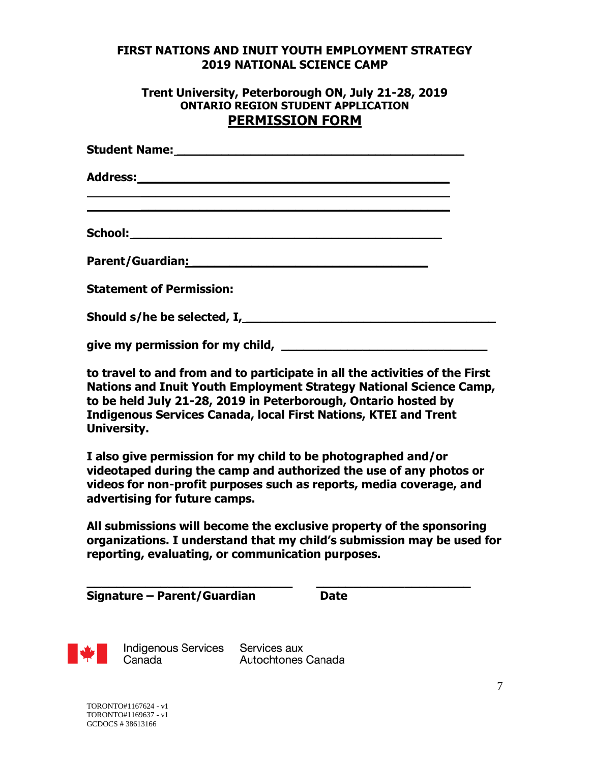**FIRST NATIONS AND INUIT YOUTH EMPLOYMENT STRATEGY**
**2019 NATIONAL SCIENCE CAMP**

**Trent University, Peterborough ON, July 21-28, 2019**
**ONTARIO REGION STUDENT APPLICATION**

# PERMISSION FORM

**Student Name:**___________________________________________

**Address:**_______________________________________________

___________________________________________________________

___________________________________________________________

**School:**________________________________________________

**Parent/Guardian:**_______________________________________

**Statement of Permission:**

**Should s/he be selected, I,**______________________________________

**give my permission for my child,** ______________________________

**to travel to and from and to participate in all the activities of the First Nations and Inuit Youth Employment Strategy National Science Camp, to be held July 21-28, 2019 in Peterborough, Ontario hosted by Indigenous Services Canada, local First Nations, KTEI and Trent University.**

**I also give permission for my child to be photographed and/or videotaped during the camp and authorized the use of any photos or videos for non-profit purposes such as reports, media coverage, and advertising for future camps.**

**All submissions will become the exclusive property of the sponsoring organizations. I understand that my child's submission may be used for reporting, evaluating, or communication purposes.**

______________________________ ______________________

**Signature – Parent/Guardian** **Date**

Indigenous Services Canada Services aux Autochtones Canada

TORONTO#1167624 - v1
TORONTO#1169637 - v1
GCDOCS # 38613166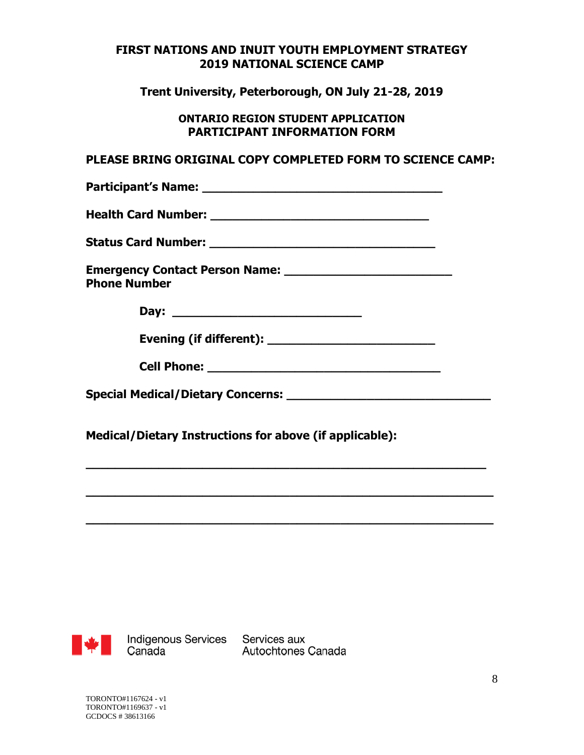**FIRST NATIONS AND INUIT YOUTH EMPLOYMENT STRATEGY**
**2019 NATIONAL SCIENCE CAMP**

**Trent University, Peterborough, ON July 21-28, 2019**

**ONTARIO REGION STUDENT APPLICATION**
**PARTICIPANT INFORMATION FORM**

**PLEASE BRING ORIGINAL COPY COMPLETED FORM TO SCIENCE CAMP:**

**Participant's Name:** ___________________________________

**Health Card Number:** ________________________________

**Status Card Number:** _________________________________

**Emergency Contact Person Name:** ________________________
**Phone Number**

**Day:** ___________________________

**Evening (if different):** ________________________

**Cell Phone:** __________________________________

**Special Medical/Dietary Concerns:** _____________________________

**Medical/Dietary Instructions for above (if applicable):**

___________________________________________________________

___________________________________________________________

___________________________________________________________

Indigenous Services Canada / Services aux Autochtones Canada

TORONTO#1167624 - v1
TORONTO#1169637 - v1
GCDOCS # 38613166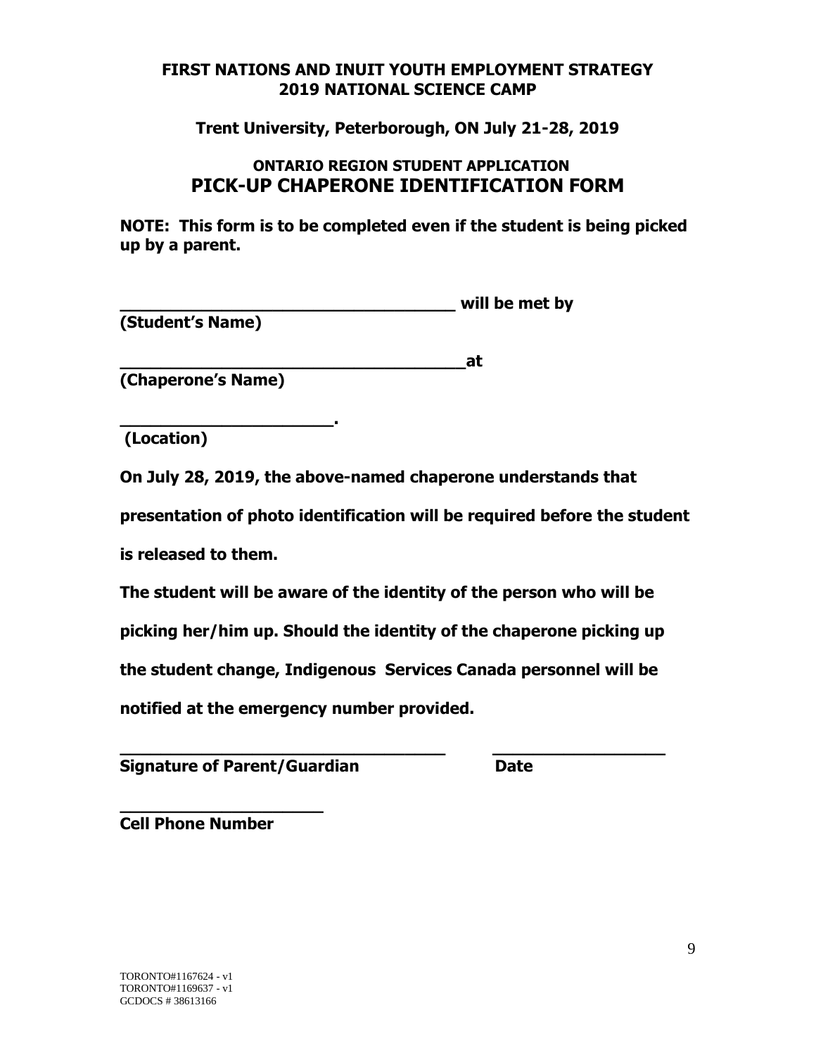**FIRST NATIONS AND INUIT YOUTH EMPLOYMENT STRATEGY**
**2019 NATIONAL SCIENCE CAMP**

**Trent University, Peterborough, ON July 21-28, 2019**

**ONTARIO REGION STUDENT APPLICATION**

# PICK-UP CHAPERONE IDENTIFICATION FORM

**NOTE: This form is to be completed even if the student is being picked up by a parent.**

**_________________________________ will be met by**
**(Student's Name)**

**__________________________________at**
**(Chaperone's Name)**

**_____________________.**
**(Location)**

**On July 28, 2019, the above-named chaperone understands that presentation of photo identification will be required before the student is released to them.**

**The student will be aware of the identity of the person who will be picking her/him up. Should the identity of the chaperone picking up the student change, Indigenous Services Canada personnel will be notified at the emergency number provided.**

**________________________________ _________________**
**Signature of Parent/Guardian Date**

**____________________**
**Cell Phone Number**

TORONTO#1167624 - v1
TORONTO#1169637 - v1
GCDOCS # 38613166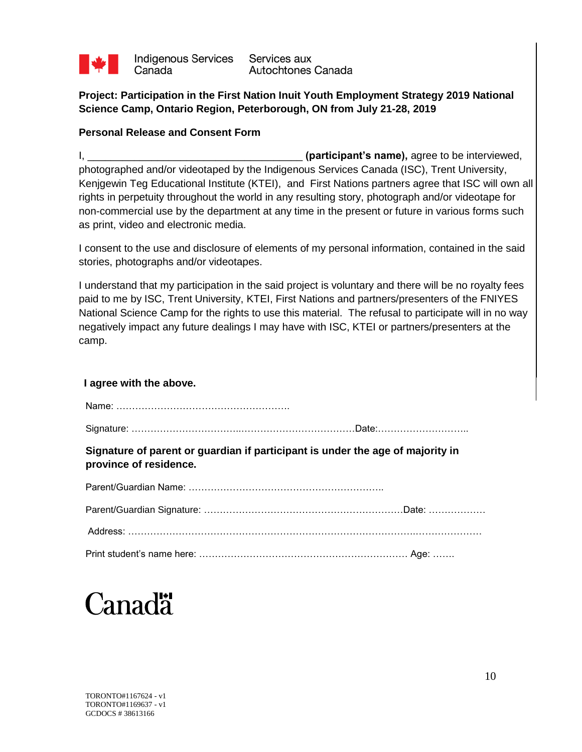Indigenous Services Canada | Services aux Autochtones Canada

**Project: Participation in the First Nation Inuit Youth Employment Strategy 2019 National Science Camp, Ontario Region, Peterborough, ON from July 21-28, 2019**

**Personal Release and Consent Form**

I, ___________________________________ **(participant's name),** agree to be interviewed, photographed and/or videotaped by the Indigenous Services Canada (ISC), Trent University, Kenjgewin Teg Educational Institute (KTEI), and First Nations partners agree that ISC will own all rights in perpetuity throughout the world in any resulting story, photograph and/or videotape for non-commercial use by the department at any time in the present or future in various forms such as print, video and electronic media.

I consent to the use and disclosure of elements of my personal information, contained in the said stories, photographs and/or videotapes.

I understand that my participation in the said project is voluntary and there will be no royalty fees paid to me by ISC, Trent University, KTEI, First Nations and partners/presenters of the FNIYES National Science Camp for the rights to use this material. The refusal to participate will in no way negatively impact any future dealings I may have with ISC, KTEI or partners/presenters at the camp.

**I agree with the above.**

Name: ……………………………………………….

Signature: ……………………………..…………………………….Date:………………………..

**Signature of parent or guardian if participant is under the age of majority in province of residence.**

Parent/Guardian Name: ……………………………………………………..

Parent/Guardian Signature: ……………………………………………………Date: ………………

Address: …………………………………………………………………………..…………………

Print student's name here: ………………………………………………………… Age: …….

Canada

TORONTO#1167624 - v1
TORONTO#1169637 - v1
GCDOCS # 38613166